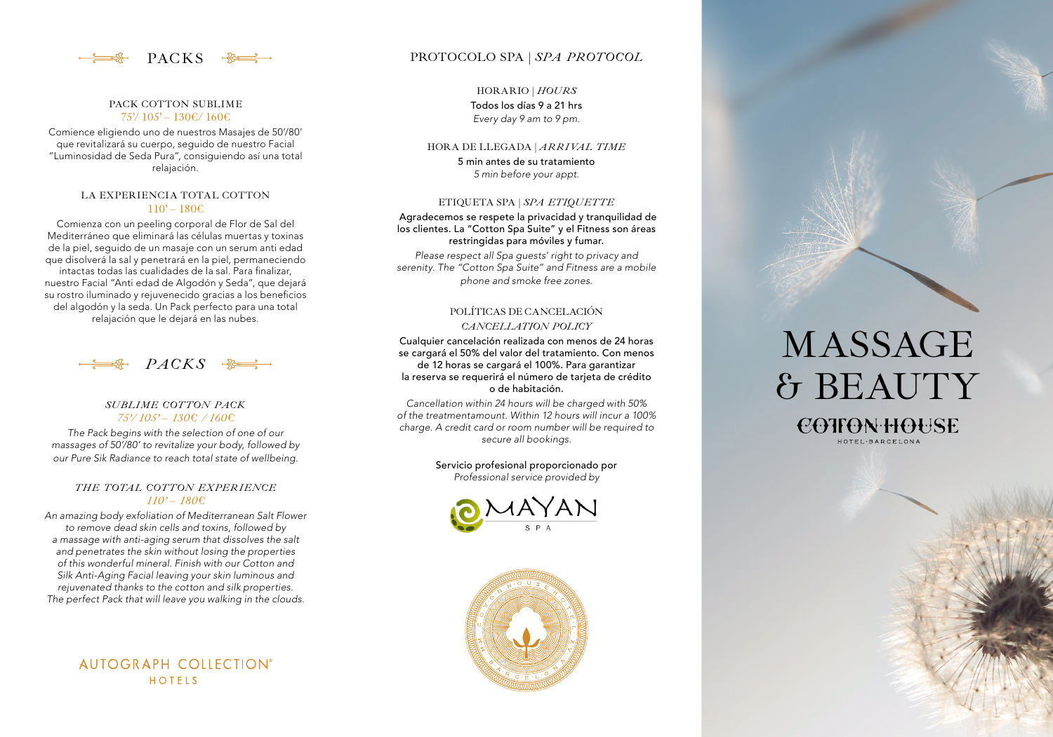# PACKS

### PACK COTTON SUBLIME

75'/ 105' – 130€/ 160€

Comience eligiendo uno de nuestros Masajes de 50'/80' que revitalizará su cuerpo, seguido de nuestro Facial "Luminosidad de Seda Pura", consiguiendo así una total relajación.

### LA EXPERIENCIA TOTAL COTTON

110' – 180€

Comienza con un peeling corporal de Flor de Sal del Mediterráneo que eliminará las células muertas y toxinas de la piel, seguido de un masaje con un serum anti edad que disolverá la sal y penetrará en la piel, permaneciendo intactas todas las cualidades de la sal. Para finalizar, nuestro Facial "Anti edad de Algodón y Seda", que dejará su rostro iluminado y rejuvenecido gracias a los beneficios del algodón y la seda. Un Pack perfecto para una total relajación que le dejará en las nubes.

# *PACKS*

### *SUBLIME COTTON PACK*

*75'/ 105' – 130€ / 160€*

*The Pack begins with the selection of one of our massages of 50'/80' to revitalize your body, followed by our Pure Sik Radiance to reach total state of wellbeing.*

### *THE TOTAL COTTON EXPERIENCE*

*110' – 180€*

*An amazing body exfoliation of Mediterranean Salt Flower to remove dead skin cells and toxins, followed by a massage with anti-aging serum that dissolves the salt and penetrates the skin without losing the properties of this wonderful mineral. Finish with our Cotton and Silk Anti-Aging Facial leaving your skin luminous and rejuvenated thanks to the cotton and silk properties. The perfect Pack that will leave you walking in the clouds.*

AUTOGRAPH COLLECTION® HOTELS

# PROTOCOLO SPA | *SPA PROTOCOL*

### HORARIO | *HOURS*

Todos los días 9 a 21 hrs

*Every day 9 am to 9 pm.*

### HORA DE LLEGADA | *ARRIVAL TIME*

5 min antes de su tratamiento

*5 min before your appt.*

### ETIQUETA SPA | *SPA ETIQUETTE*

Agradecemos se respete la privacidad y tranquilidad de los clientes. La "Cotton Spa Suite" y el Fitness son áreas restringidas para móviles y fumar.

*Please respect all Spa guests' right to privacy and serenity. The "Cotton Spa Suite" and Fitness are a mobile phone and smoke free zones.*

### POLÍTICAS DE CANCELACIÓN *CANCELLATION POLICY*

Cualquier cancelación realizada con menos de 24 horas se cargará el 50% del valor del tratamiento. Con menos de 12 horas se cargará el 100%. Para garantizar la reserva se requerirá el número de tarjeta de crédito o de habitación.

*Cancellation within 24 hours will be charged with 50% of the treatmentamount. Within 12 hours will incur a 100% charge. A credit card or room number will be required to secure all bookings.*

Servicio profesional proporcionado por

*Professional service provided by*

MAYAN SPA

# MASSAGE & BEAUTY

COTTON HOUSE HOTEL·BARCELONA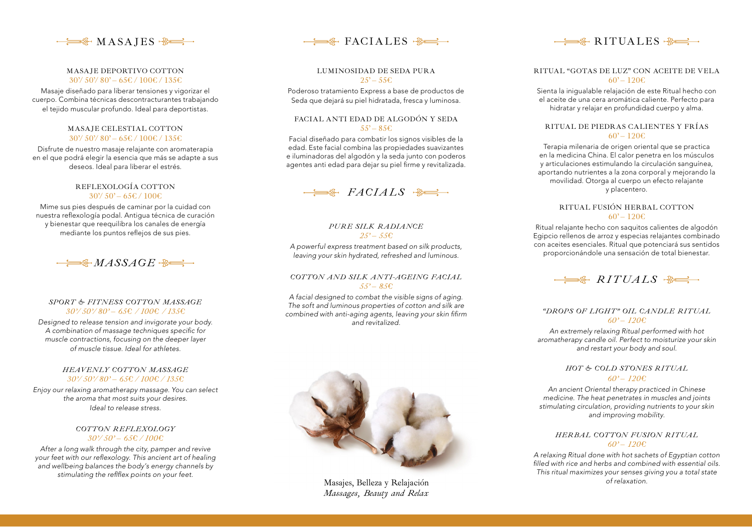# MASAJES

### MASAJE DEPORTIVO COTTON

30'/ 50'/ 80' – 65€ / 100€ / 135€

Masaje diseñado para liberar tensiones y vigorizar el cuerpo. Combina técnicas descontracturantes trabajando el tejido muscular profundo. Ideal para deportistas.

### MASAJE CELESTIAL COTTON

30'/ 50'/ 80' – 65€ / 100€ / 135€

Disfrute de nuestro masaje relajante con aromaterapia en el que podrá elegir la esencia que más se adapte a sus deseos. Ideal para liberar el estrés.

### REFLEXOLOGÍA COTTON

30'/ 50' – 65€ / 100€

Mime sus pies después de caminar por la cuidad con nuestra reflexología podal. Antigua técnica de curación y bienestar que reequilibra los canales de energía mediante los puntos reflejos de sus pies.

# *MASSAGE*

### *SPORT & FITNESS COTTON MASSAGE*

*30'/ 50'/ 80' – 65€ / 100€ / 135€*

*Designed to release tension and invigorate your body. A combination of massage techniques specific for muscle contractions, focusing on the deeper layer of muscle tissue. Ideal for athletes.*

### *HEAVENLY COTTON MASSAGE*

*30'/ 50'/ 80' – 65€ / 100€ / 135€*

*Enjoy our relaxing aromatherapy massage. You can select the aroma that most suits your desires. Ideal to release stress.*

### *COTTON REFLEXOLOGY*

*30'/ 50' – 65€ / 100€*

*After a long walk through the city, pamper and revive your feet with our reflexology. This ancient art of healing and wellbeing balances the body's energy channels by stimulating the reflflex points on your feet.*

# FACIALES

### LUMINOSIDAD DE SEDA PURA

25' – 55€

Poderoso tratamiento Express a base de productos de Seda que dejará su piel hidratada, fresca y luminosa.

### FACIAL ANTI EDAD DE ALGODÓN Y SEDA

55' – 85€

Facial diseñado para combatir los signos visibles de la edad. Este facial combina las propiedades suavizantes e iluminadoras del algodón y la seda junto con poderos agentes anti edad para dejar su piel firme y revitalizada.

# *FACIALS*

### *PURE SILK RADIANCE*

*25' – 55€*

*A powerful express treatment based on silk products, leaving your skin hydrated, refreshed and luminous.*

### *COTTON AND SILK ANTI-AGEING FACIAL*

*55' – 85€*

*A facial designed to combat the visible signs of aging. The soft and luminous properties of cotton and silk are combined with anti-aging agents, leaving your skin fifirm and revitalized.*

Masajes, Belleza y Relajación

*Massages, Beauty and Relax*

# RITUALES

### RITUAL "GOTAS DE LUZ" CON ACEITE DE VELA

60' – 120€

Sienta la inigualable relajación de este Ritual hecho con el aceite de una cera aromática caliente. Perfecto para hidratar y relajar en profundidad cuerpo y alma.

### RITUAL DE PIEDRAS CALIENTES Y FRÍAS

60' – 120€

Terapia milenaria de origen oriental que se practica en la medicina China. El calor penetra en los músculos y articulaciones estimulando la circulación sanguínea, aportando nutrientes a la zona corporal y mejorando la movilidad. Otorga al cuerpo un efecto relajante y placentero.

### RITUAL FUSIÓN HERBAL COTTON

60' – 120€

Ritual relajante hecho con saquitos calientes de algodón Egipcio rellenos de arroz y especias relajantes combinado con aceites esenciales. Ritual que potenciará sus sentidos proporcionándole una sensación de total bienestar.

# *RITUALS*

### *"DROPS OF LIGHT" OIL CANDLE RITUAL*

*60' – 120€*

*An extremely relaxing Ritual performed with hot aromatherapy candle oil. Perfect to moisturize your skin and restart your body and soul.*

### *HOT & COLD STONES RITUAL*

*60' – 120€*

*An ancient Oriental therapy practiced in Chinese medicine. The heat penetrates in muscles and joints stimulating circulation, providing nutrients to your skin and improving mobility.*

### *HERBAL COTTON FUSION RITUAL*

*60' – 120€*

*A relaxing Ritual done with hot sachets of Egyptian cotton filled with rice and herbs and combined with essential oils. This ritual maximizes your senses giving you a total state of relaxation.*